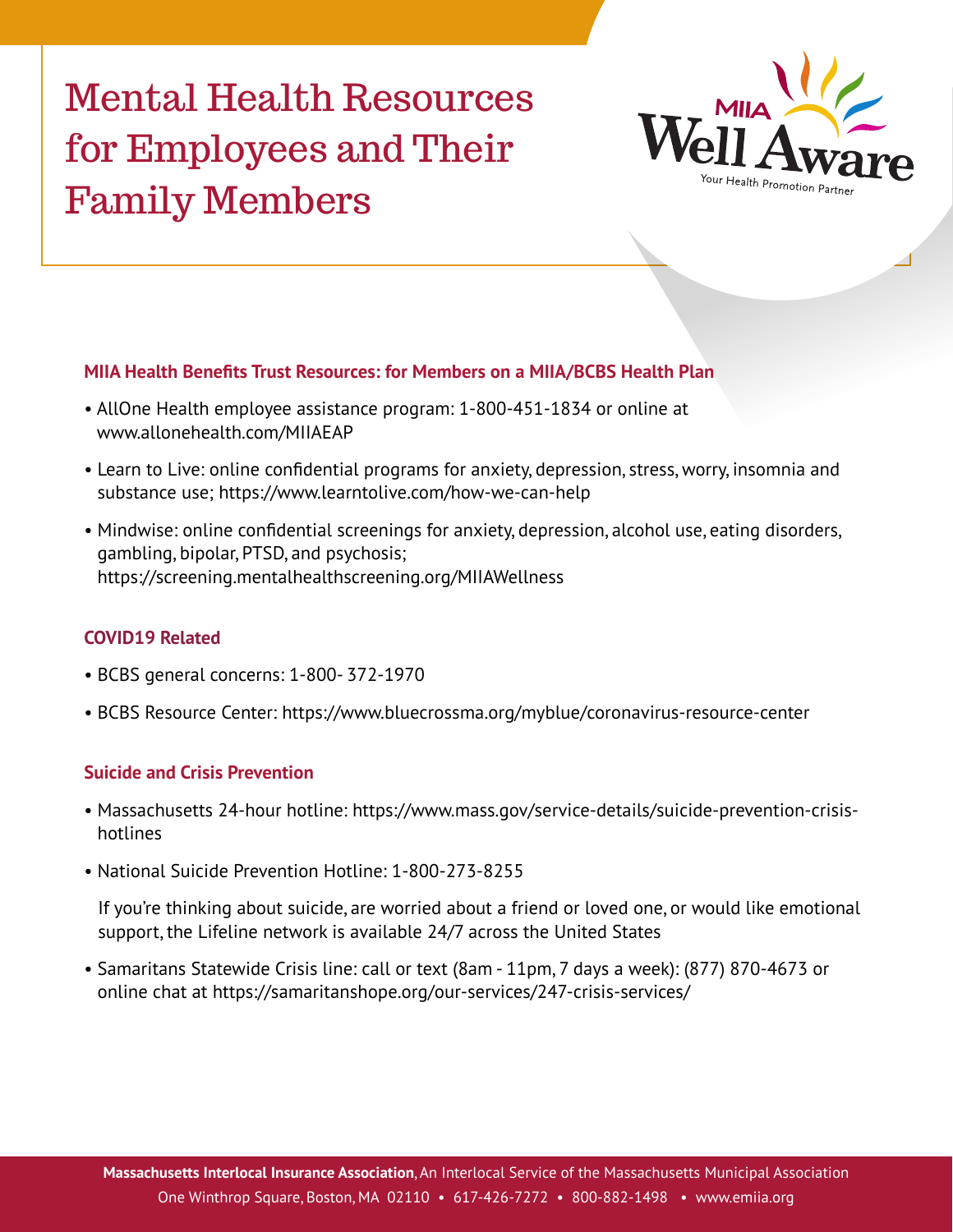# Mental Health Resources for Employees and Their Family Members

MIIA Well Aware
Your Health Promotion Partner

### MIIA Health Benefits Trust Resources: for Members on a MIIA/BCBS Health Plan

- AllOne Health employee assistance program: 1-800-451-1834 or online at www.allonehealth.com/MIIAEAP
- Learn to Live: online confidential programs for anxiety, depression, stress, worry, insomnia and substance use; https://www.learntolive.com/how-we-can-help
- Mindwise: online confidential screenings for anxiety, depression, alcohol use, eating disorders, gambling, bipolar, PTSD, and psychosis; https://screening.mentalhealthscreening.org/MIIAWellness

### COVID19 Related

- BCBS general concerns: 1-800- 372-1970
- BCBS Resource Center: https://www.bluecrossma.org/myblue/coronavirus-resource-center

### Suicide and Crisis Prevention

- Massachusetts 24-hour hotline: https://www.mass.gov/service-details/suicide-prevention-crisis-hotlines
- National Suicide Prevention Hotline: 1-800-273-8255

  If you're thinking about suicide, are worried about a friend or loved one, or would like emotional support, the Lifeline network is available 24/7 across the United States

- Samaritans Statewide Crisis line: call or text (8am - 11pm, 7 days a week): (877) 870-4673 or online chat at https://samaritanshope.org/our-services/247-crisis-services/

**Massachusetts Interlocal Insurance Association**, An Interlocal Service of the Massachusetts Municipal Association
One Winthrop Square, Boston, MA 02110 • 617-426-7272 • 800-882-1498 • www.emiia.org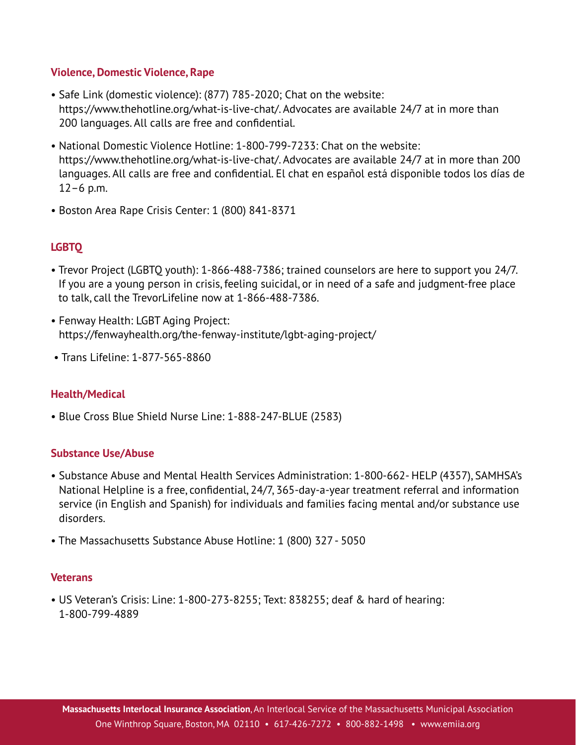### Violence, Domestic Violence, Rape

- Safe Link (domestic violence): (877) 785-2020; Chat on the website: https://www.thehotline.org/what-is-live-chat/. Advocates are available 24/7 at in more than 200 languages. All calls are free and confidential.
- National Domestic Violence Hotline: 1-800-799-7233: Chat on the website: https://www.thehotline.org/what-is-live-chat/. Advocates are available 24/7 at in more than 200 languages. All calls are free and confidential. El chat en español está disponible todos los días de 12–6 p.m.
- Boston Area Rape Crisis Center: 1 (800) 841-8371

### LGBTQ

- Trevor Project (LGBTQ youth): 1-866-488-7386; trained counselors are here to support you 24/7. If you are a young person in crisis, feeling suicidal, or in need of a safe and judgment-free place to talk, call the TrevorLifeline now at 1-866-488-7386.
- Fenway Health: LGBT Aging Project: https://fenwayhealth.org/the-fenway-institute/lgbt-aging-project/
- Trans Lifeline: 1-877-565-8860

### Health/Medical

- Blue Cross Blue Shield Nurse Line: 1-888-247-BLUE (2583)

### Substance Use/Abuse

- Substance Abuse and Mental Health Services Administration: 1-800-662- HELP (4357), SAMHSA's National Helpline is a free, confidential, 24/7, 365-day-a-year treatment referral and information service (in English and Spanish) for individuals and families facing mental and/or substance use disorders.
- The Massachusetts Substance Abuse Hotline: 1 (800) 327 - 5050

### Veterans

- US Veteran's Crisis: Line: 1-800-273-8255; Text: 838255; deaf & hard of hearing: 1-800-799-4889

**Massachusetts Interlocal Insurance Association**, An Interlocal Service of the Massachusetts Municipal Association
One Winthrop Square, Boston, MA 02110 • 617-426-7272 • 800-882-1498 • www.emiia.org